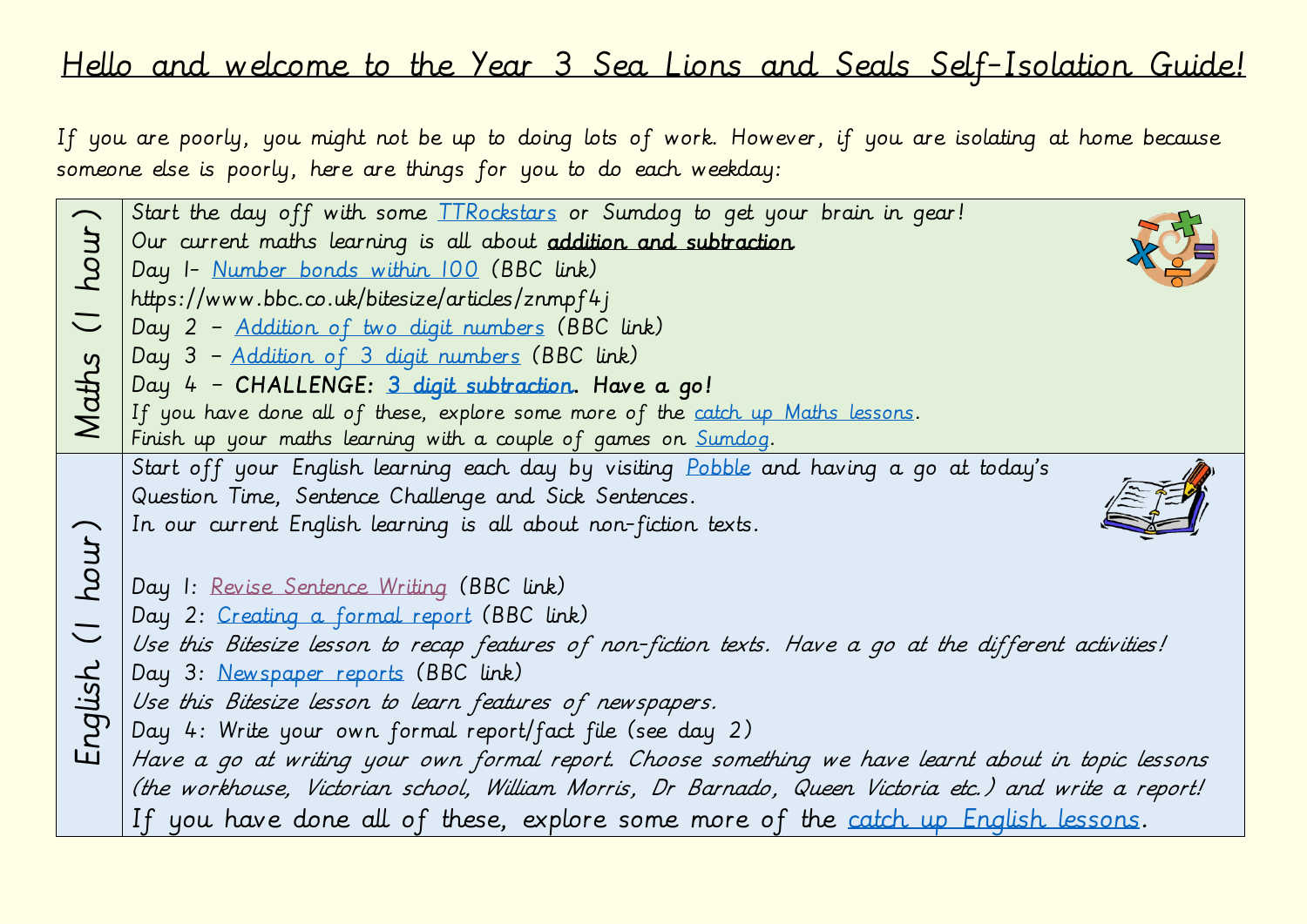# Hello and welcome to the Year 3 Sea Lions and Seals Self-Isolation Guide!

If you are poorly, you might not be up to doing lots of work. However, if you are isolating at home because someone else is poorly, here are things for you to do each weekday:

| | |
|---|---|
| Maths (1 hour) | Start the day off with some TTRockstars or Sumdog to get your brain in gear!<br>Our current maths learning is all about **addition and subtraction**<br>Day 1- Number bonds within 100 (BBC link)<br>https://www.bbc.co.uk/bitesize/articles/znmpf4j<br>Day 2 – Addition of two digit numbers (BBC link)<br>Day 3 – Addition of 3 digit numbers (BBC link)<br>Day 4 – **CHALLENGE: 3 digit subtraction. Have a go!**<br>If you have done all of these, explore some more of the catch up Maths lessons.<br>Finish up your maths learning with a couple of games on Sumdog. |
| English (1 hour) | Start off your English learning each day by visiting Pobble and having a go at today's Question Time, Sentence Challenge and Sick Sentences.<br>In our current English learning is all about non-fiction texts.<br><br>Day 1: Revise Sentence Writing (BBC link)<br>Day 2: Creating a formal report (BBC link)<br>*Use this Bitesize lesson to recap features of non-fiction texts. Have a go at the different activities!*<br>Day 3: Newspaper reports (BBC link)<br>*Use this Bitesize lesson to learn features of newspapers.*<br>Day 4: Write your own formal report/fact file (see day 2)<br>*Have a go at writing your own formal report. Choose something we have learnt about in topic lessons (the workhouse, Victorian school, William Morris, Dr Barnado, Queen Victoria etc.) and write a report!*<br>If you have done all of these, explore some more of the catch up English lessons. |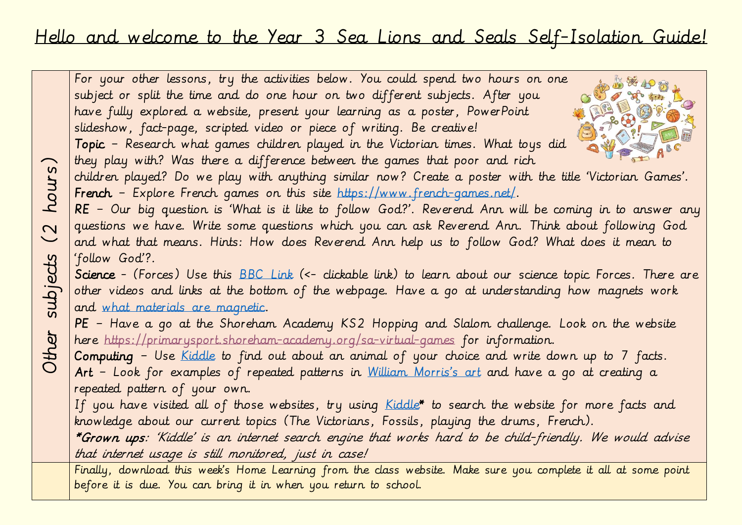# Hello and welcome to the Year 3 Sea Lions and Seals Self-Isolation Guide!

| Other subjects (2 hours) | For your other lessons, try the activities below. You could spend two hours on one subject or split the time and do one hour on two different subjects. After you have fully explored a website, present your learning as a poster, PowerPoint slideshow, fact-page, scripted video or piece of writing. Be creative!<br>**Topic** – Research what games children played in the Victorian times. What toys did they play with? Was there a difference between the games that poor and rich children played? Do we play with anything similar now? Create a poster with the title 'Victorian Games'.<br>**French** – Explore French games on this site https://www.french-games.net/.<br>**RE** – Our big question is 'What is it like to follow God?'. Reverend Ann will be coming in to answer any questions we have. Write some questions which you can ask Reverend Ann. Think about following God and what that means. Hints: How does Reverend Ann help us to follow God? What does it mean to 'follow God'?.<br>**Science** - (Forces) Use this BBC Link (<- clickable link) to learn about our science topic Forces. There are other videos and links at the bottom of the webpage. Have a go at understanding how magnets work and what materials are magnetic.<br>**PE** – Have a go at the Shoreham Academy KS2 Hopping and Slalom challenge. Look on the website here https://primarysport.shoreham-academy.org/sa-virtual-games for information.<br>**Computing** – Use Kiddle to find out about an animal of your choice and write down up to 7 facts.<br>**Art** – Look for examples of repeated patterns in William Morris's art and have a go at creating a repeated pattern of your own.<br>If you have visited all of those websites, try using Kiddle* to search the website for more facts and knowledge about our current topics (The Victorians, Fossils, playing the drums, French).<br>***Grown ups**: *'Kiddle' is an internet search engine that works hard to be child-friendly. We would advise that internet usage is still monitored, just in case!* |
|---|---|
| | Finally, download this week's Home Learning from the class website. Make sure you complete it all at some point before it is due. You can bring it in when you return to school. |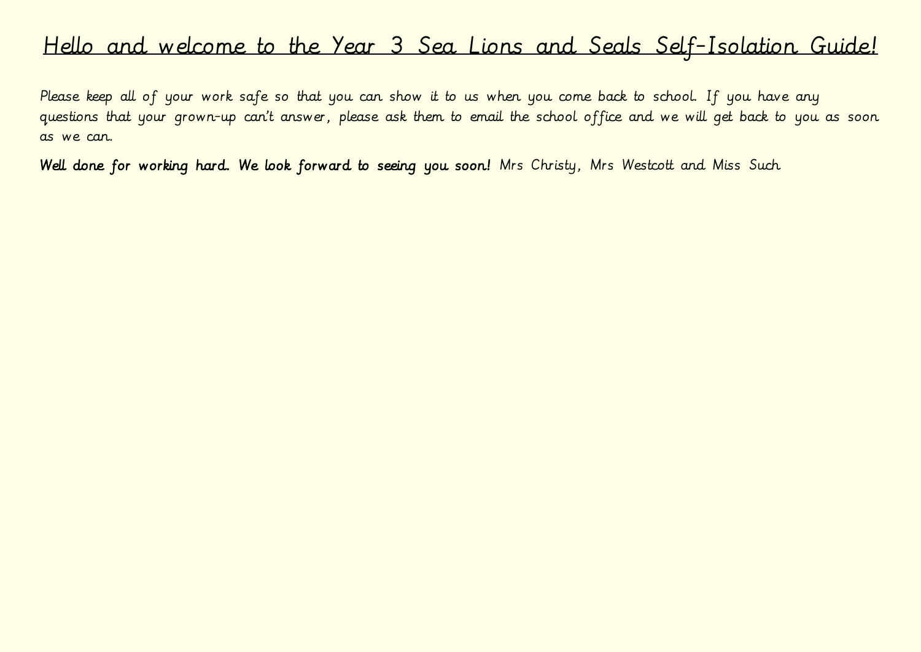# Hello and welcome to the Year 3 Sea Lions and Seals Self-Isolation Guide!

Please keep all of your work safe so that you can show it to us when you come back to school. If you have any questions that your grown-up can't answer, please ask them to email the school office and we will get back to you as soon as we can.

**Well done for working hard. We look forward to seeing you soon!** Mrs Christy, Mrs Westcott and Miss Such